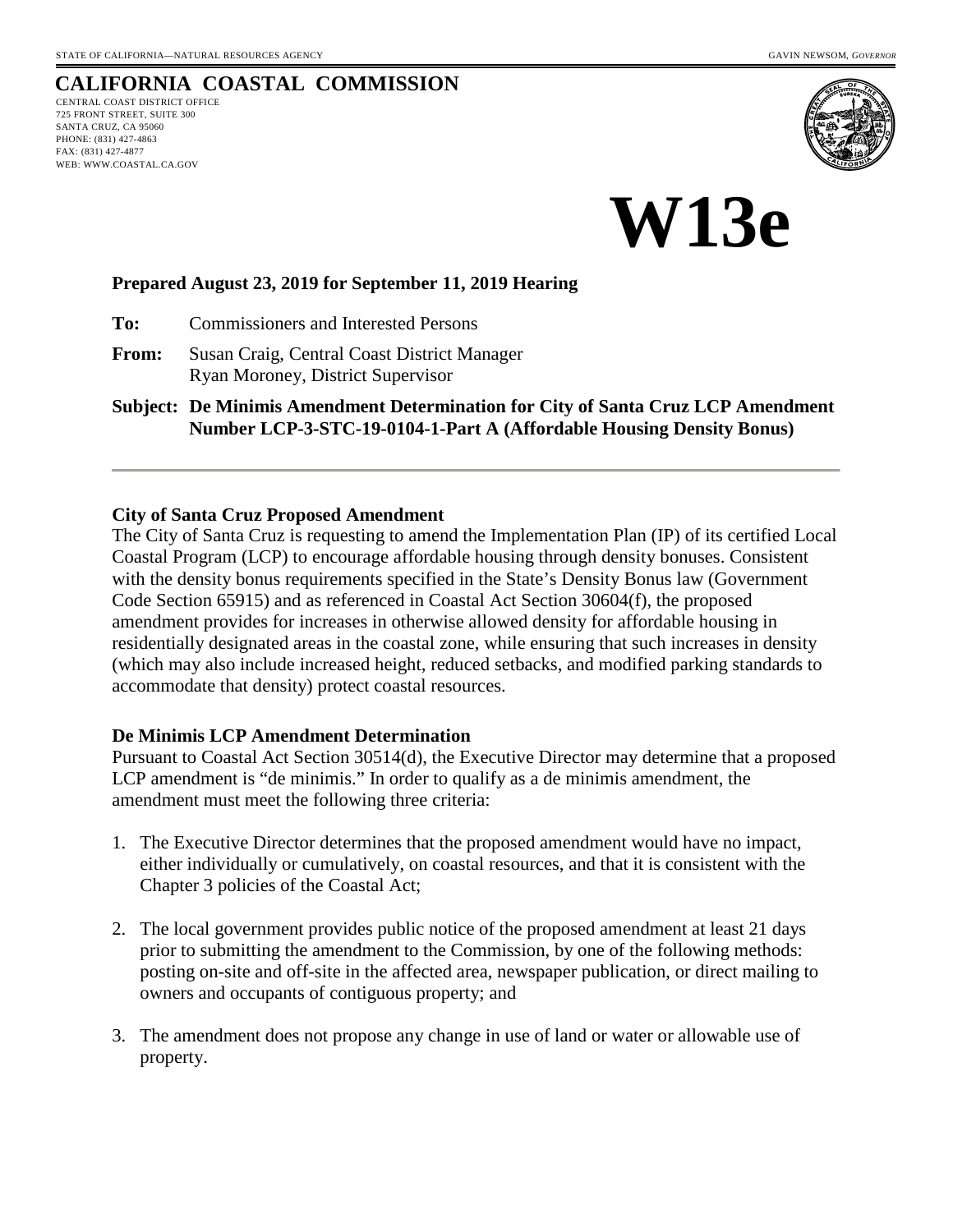STATE OF CALIFORNIA—NATURAL RESOURCES AGENCY GAVIN NEWSOM, *GOVERNOR*

# CALIFORNIA COASTAL COMMISSION

CENTRAL COAST DISTRICT OFFICE
725 FRONT STREET, SUITE 300
SANTA CRUZ, CA 95060
PHONE: (831) 427-4863
FAX: (831) 427-4877
WEB: WWW.COASTAL.CA.GOV

# W13e

**Prepared August 23, 2019 for September 11, 2019 Hearing**

**To:** Commissioners and Interested Persons

**From:** Susan Craig, Central Coast District Manager
Ryan Moroney, District Supervisor

**Subject: De Minimis Amendment Determination for City of Santa Cruz LCP Amendment Number LCP-3-STC-19-0104-1-Part A (Affordable Housing Density Bonus)**

---

**City of Santa Cruz Proposed Amendment**

The City of Santa Cruz is requesting to amend the Implementation Plan (IP) of its certified Local Coastal Program (LCP) to encourage affordable housing through density bonuses. Consistent with the density bonus requirements specified in the State's Density Bonus law (Government Code Section 65915) and as referenced in Coastal Act Section 30604(f), the proposed amendment provides for increases in otherwise allowed density for affordable housing in residentially designated areas in the coastal zone, while ensuring that such increases in density (which may also include increased height, reduced setbacks, and modified parking standards to accommodate that density) protect coastal resources.

**De Minimis LCP Amendment Determination**

Pursuant to Coastal Act Section 30514(d), the Executive Director may determine that a proposed LCP amendment is "de minimis." In order to qualify as a de minimis amendment, the amendment must meet the following three criteria:

1. The Executive Director determines that the proposed amendment would have no impact, either individually or cumulatively, on coastal resources, and that it is consistent with the Chapter 3 policies of the Coastal Act;

2. The local government provides public notice of the proposed amendment at least 21 days prior to submitting the amendment to the Commission, by one of the following methods: posting on-site and off-site in the affected area, newspaper publication, or direct mailing to owners and occupants of contiguous property; and

3. The amendment does not propose any change in use of land or water or allowable use of property.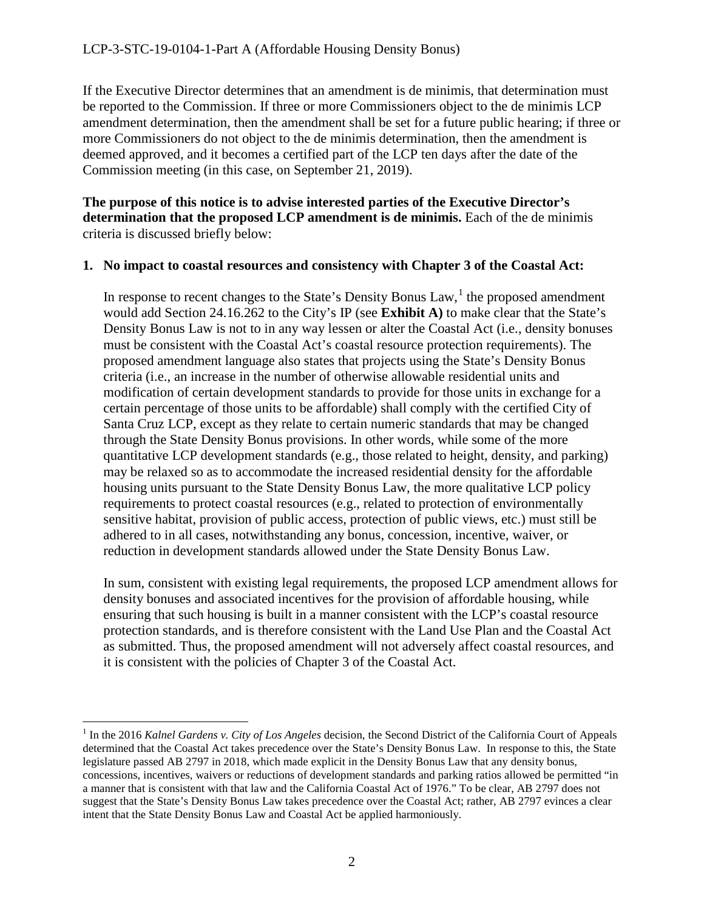If the Executive Director determines that an amendment is de minimis, that determination must be reported to the Commission. If three or more Commissioners object to the de minimis LCP amendment determination, then the amendment shall be set for a future public hearing; if three or more Commissioners do not object to the de minimis determination, then the amendment is deemed approved, and it becomes a certified part of the LCP ten days after the date of the Commission meeting (in this case, on September 21, 2019).

**The purpose of this notice is to advise interested parties of the Executive Director's determination that the proposed LCP amendment is de minimis.** Each of the de minimis criteria is discussed briefly below:

**1. No impact to coastal resources and consistency with Chapter 3 of the Coastal Act:**

In response to recent changes to the State's Density Bonus Law,[1] the proposed amendment would add Section 24.16.262 to the City's IP (see **Exhibit A)** to make clear that the State's Density Bonus Law is not to in any way lessen or alter the Coastal Act (i.e., density bonuses must be consistent with the Coastal Act's coastal resource protection requirements). The proposed amendment language also states that projects using the State's Density Bonus criteria (i.e., an increase in the number of otherwise allowable residential units and modification of certain development standards to provide for those units in exchange for a certain percentage of those units to be affordable) shall comply with the certified City of Santa Cruz LCP, except as they relate to certain numeric standards that may be changed through the State Density Bonus provisions. In other words, while some of the more quantitative LCP development standards (e.g., those related to height, density, and parking) may be relaxed so as to accommodate the increased residential density for the affordable housing units pursuant to the State Density Bonus Law, the more qualitative LCP policy requirements to protect coastal resources (e.g., related to protection of environmentally sensitive habitat, provision of public access, protection of public views, etc.) must still be adhered to in all cases, notwithstanding any bonus, concession, incentive, waiver, or reduction in development standards allowed under the State Density Bonus Law.

In sum, consistent with existing legal requirements, the proposed LCP amendment allows for density bonuses and associated incentives for the provision of affordable housing, while ensuring that such housing is built in a manner consistent with the LCP's coastal resource protection standards, and is therefore consistent with the Land Use Plan and the Coastal Act as submitted. Thus, the proposed amendment will not adversely affect coastal resources, and it is consistent with the policies of Chapter 3 of the Coastal Act.

---

[1] In the 2016 *Kalnel Gardens v. City of Los Angeles* decision, the Second District of the California Court of Appeals determined that the Coastal Act takes precedence over the State's Density Bonus Law. In response to this, the State legislature passed AB 2797 in 2018, which made explicit in the Density Bonus Law that any density bonus, concessions, incentives, waivers or reductions of development standards and parking ratios allowed be permitted "in a manner that is consistent with that law and the California Coastal Act of 1976." To be clear, AB 2797 does not suggest that the State's Density Bonus Law takes precedence over the Coastal Act; rather, AB 2797 evinces a clear intent that the State Density Bonus Law and Coastal Act be applied harmoniously.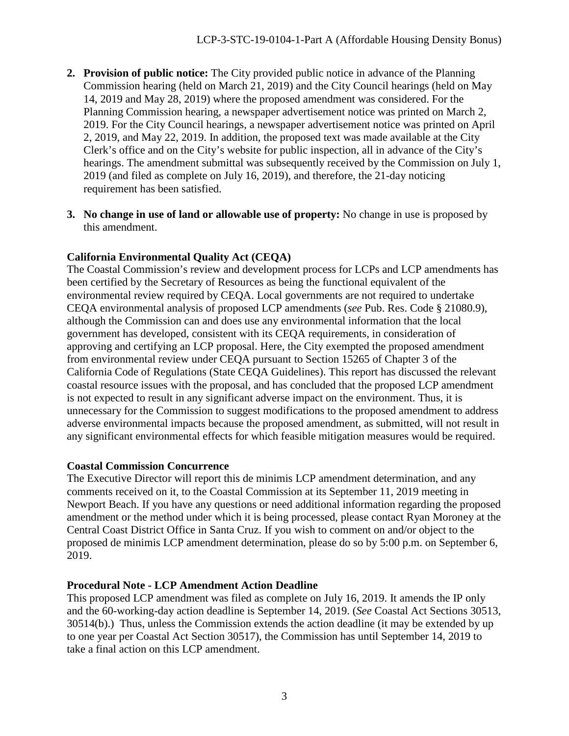2. **Provision of public notice:** The City provided public notice in advance of the Planning Commission hearing (held on March 21, 2019) and the City Council hearings (held on May 14, 2019 and May 28, 2019) where the proposed amendment was considered. For the Planning Commission hearing, a newspaper advertisement notice was printed on March 2, 2019. For the City Council hearings, a newspaper advertisement notice was printed on April 2, 2019, and May 22, 2019. In addition, the proposed text was made available at the City Clerk's office and on the City's website for public inspection, all in advance of the City's hearings. The amendment submittal was subsequently received by the Commission on July 1, 2019 (and filed as complete on July 16, 2019), and therefore, the 21-day noticing requirement has been satisfied.

3. **No change in use of land or allowable use of property:** No change in use is proposed by this amendment.

**California Environmental Quality Act (CEQA)**

The Coastal Commission's review and development process for LCPs and LCP amendments has been certified by the Secretary of Resources as being the functional equivalent of the environmental review required by CEQA. Local governments are not required to undertake CEQA environmental analysis of proposed LCP amendments (*see* Pub. Res. Code § 21080.9), although the Commission can and does use any environmental information that the local government has developed, consistent with its CEQA requirements, in consideration of approving and certifying an LCP proposal. Here, the City exempted the proposed amendment from environmental review under CEQA pursuant to Section 15265 of Chapter 3 of the California Code of Regulations (State CEQA Guidelines). This report has discussed the relevant coastal resource issues with the proposal, and has concluded that the proposed LCP amendment is not expected to result in any significant adverse impact on the environment. Thus, it is unnecessary for the Commission to suggest modifications to the proposed amendment to address adverse environmental impacts because the proposed amendment, as submitted, will not result in any significant environmental effects for which feasible mitigation measures would be required.

**Coastal Commission Concurrence**

The Executive Director will report this de minimis LCP amendment determination, and any comments received on it, to the Coastal Commission at its September 11, 2019 meeting in Newport Beach. If you have any questions or need additional information regarding the proposed amendment or the method under which it is being processed, please contact Ryan Moroney at the Central Coast District Office in Santa Cruz. If you wish to comment on and/or object to the proposed de minimis LCP amendment determination, please do so by 5:00 p.m. on September 6, 2019.

**Procedural Note - LCP Amendment Action Deadline**

This proposed LCP amendment was filed as complete on July 16, 2019. It amends the IP only and the 60-working-day action deadline is September 14, 2019. (*See* Coastal Act Sections 30513, 30514(b).) Thus, unless the Commission extends the action deadline (it may be extended by up to one year per Coastal Act Section 30517), the Commission has until September 14, 2019 to take a final action on this LCP amendment.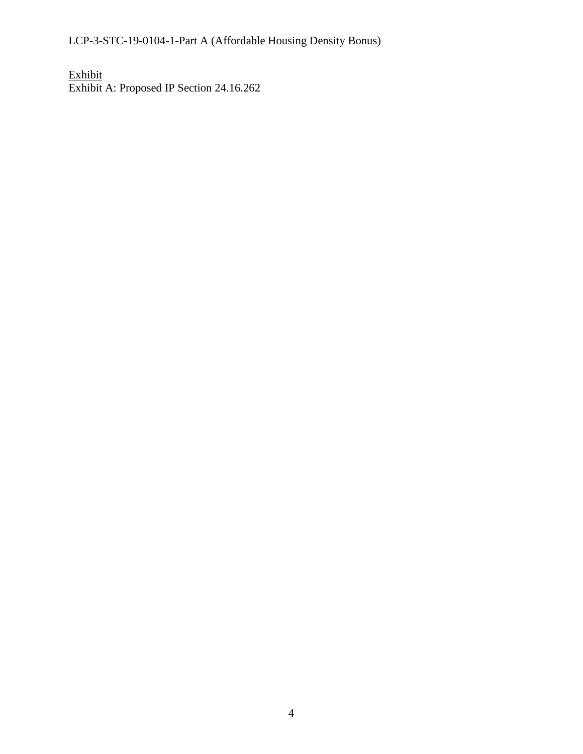<u>Exhibit</u>

Exhibit A: Proposed IP Section 24.16.262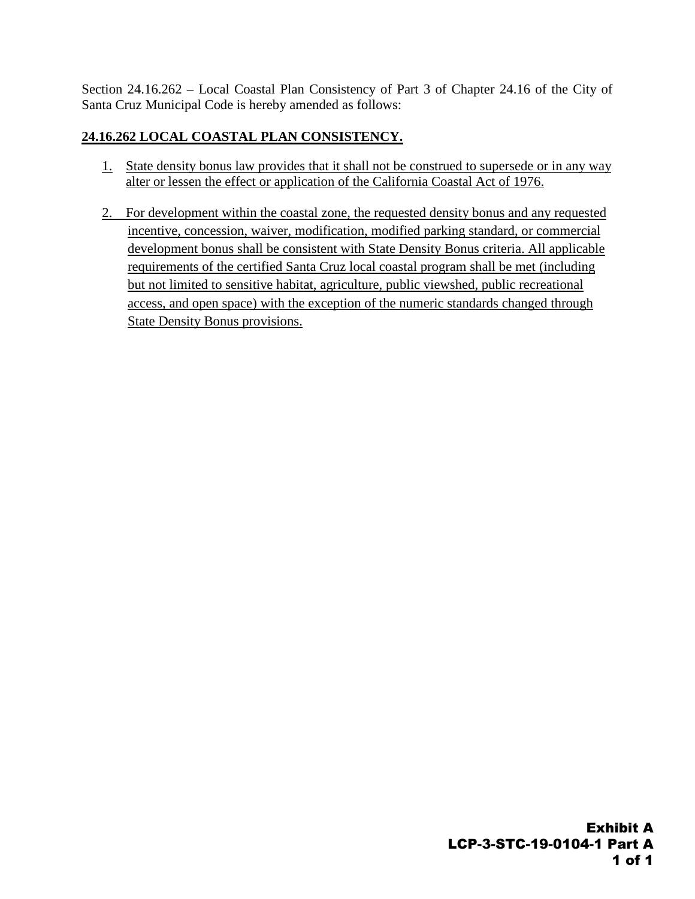Section 24.16.262 – Local Coastal Plan Consistency of Part 3 of Chapter 24.16 of the City of Santa Cruz Municipal Code is hereby amended as follows:

**24.16.262 LOCAL COASTAL PLAN CONSISTENCY.**

1. State density bonus law provides that it shall not be construed to supersede or in any way alter or lessen the effect or application of the California Coastal Act of 1976.

2. For development within the coastal zone, the requested density bonus and any requested incentive, concession, waiver, modification, modified parking standard, or commercial development bonus shall be consistent with State Density Bonus criteria. All applicable requirements of the certified Santa Cruz local coastal program shall be met (including but not limited to sensitive habitat, agriculture, public viewshed, public recreational access, and open space) with the exception of the numeric standards changed through State Density Bonus provisions.

**Exhibit A**
**LCP-3-STC-19-0104-1 Part A**